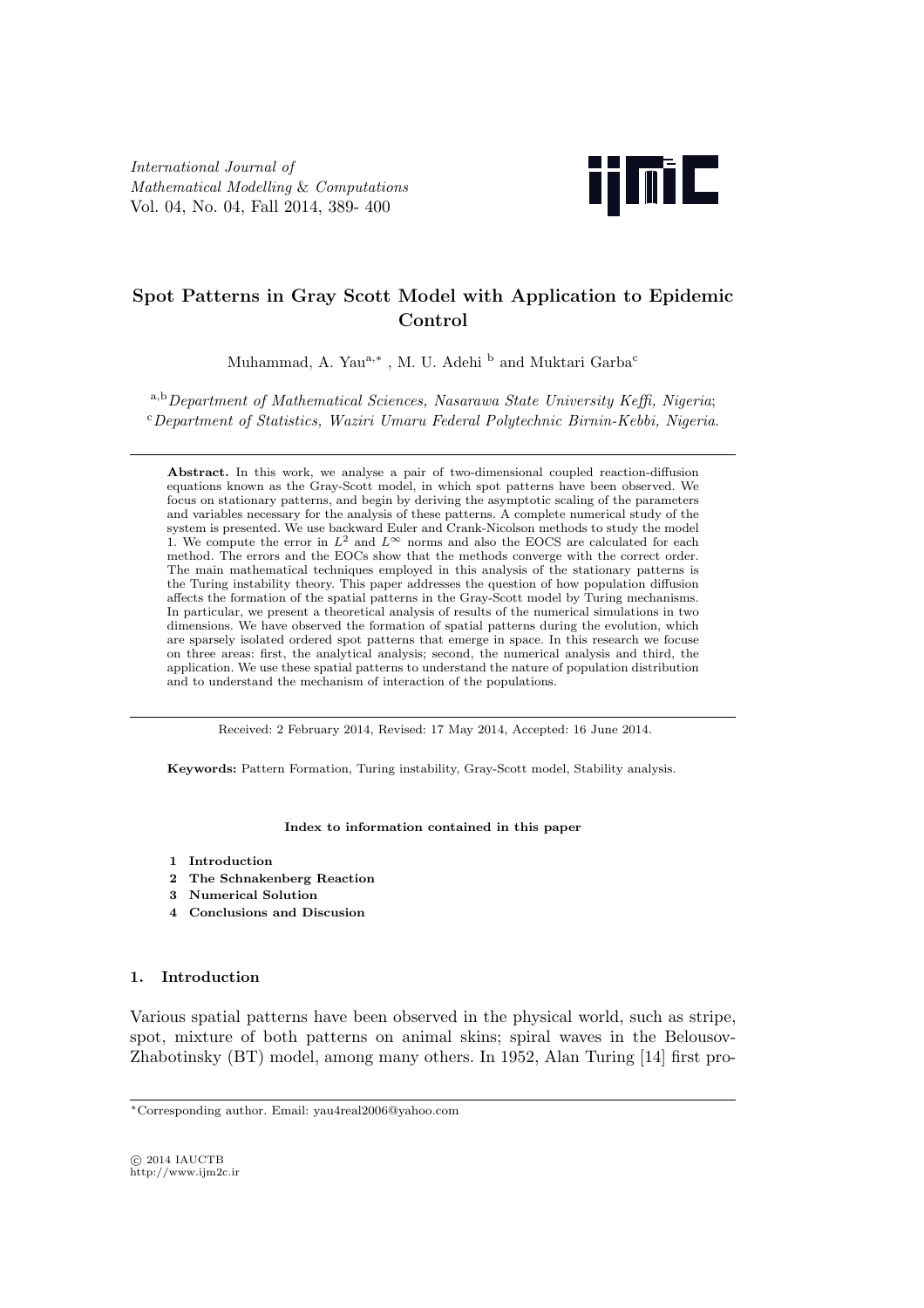*International Journal of Mathematical Modelling & Computations*
Vol. 04, No. 04, Fall 2014, 389- 400

# Spot Patterns in Gray Scott Model with Application to Epidemic Control

Muhammad, A. Yau[a,*] , M. U. Adehi [b] and Muktari Garba[c]

[a,b] *Department of Mathematical Sciences, Nasarawa State University Keffi, Nigeria*;
[c] *Department of Statistics, Waziri Umaru Federal Polytechnic Birnin-Kebbi, Nigeria.*

---

**Abstract.** In this work, we analyse a pair of two-dimensional coupled reaction-diffusion equations known as the Gray-Scott model, in which spot patterns have been observed. We focus on stationary patterns, and begin by deriving the asymptotic scaling of the parameters and variables necessary for the analysis of these patterns. A complete numerical study of the system is presented. We use backward Euler and Crank-Nicolson methods to study the model 1. We compute the error in $L^2$ and $L^\infty$ norms and also the EOCS are calculated for each method. The errors and the EOCs show that the methods converge with the correct order. The main mathematical techniques employed in this analysis of the stationary patterns is the Turing instability theory. This paper addresses the question of how population diffusion affects the formation of the spatial patterns in the Gray-Scott model by Turing mechanisms. In particular, we present a theoretical analysis of results of the numerical simulations in two dimensions. We have observed the formation of spatial patterns during the evolution, which are sparsely isolated ordered spot patterns that emerge in space. In this research we focus on three areas: first, the analytical analysis; second, the numerical analysis and third, the application. We use these spatial patterns to understand the nature of population distribution and to understand the mechanism of interaction of the populations.

---

Received: 2 February 2014, Revised: 17 May 2014, Accepted: 16 June 2014.

**Keywords:** Pattern Formation, Turing instability, Gray-Scott model, Stability analysis.

**Index to information contained in this paper**

1. **Introduction**
2. **The Schnakenberg Reaction**
3. **Numerical Solution**
4. **Conclusions and Discusion**

## 1. Introduction

Various spatial patterns have been observed in the physical world, such as stripe, spot, mixture of both patterns on animal skins; spiral waves in the Belousov-Zhabotinsky (BT) model, among many others. In 1952, Alan Turing [14] first pro-

---

*Corresponding author. Email: yau4real2006@yahoo.com

© 2014 IAUCTB
http://www.ijm2c.ir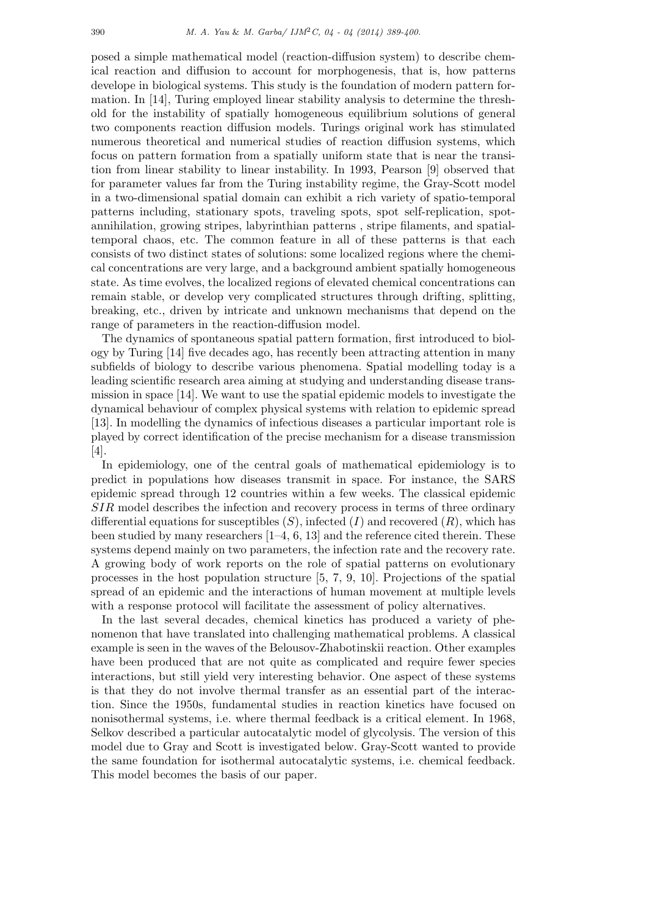posed a simple mathematical model (reaction-diffusion system) to describe chemical reaction and diffusion to account for morphogenesis, that is, how patterns develope in biological systems. This study is the foundation of modern pattern formation. In [14], Turing employed linear stability analysis to determine the threshold for the instability of spatially homogeneous equilibrium solutions of general two components reaction diffusion models. Turings original work has stimulated numerous theoretical and numerical studies of reaction diffusion systems, which focus on pattern formation from a spatially uniform state that is near the transition from linear stability to linear instability. In 1993, Pearson [9] observed that for parameter values far from the Turing instability regime, the Gray-Scott model in a two-dimensional spatial domain can exhibit a rich variety of spatio-temporal patterns including, stationary spots, traveling spots, spot self-replication, spot-annihilation, growing stripes, labyrinthian patterns , stripe filaments, and spatial-temporal chaos, etc. The common feature in all of these patterns is that each consists of two distinct states of solutions: some localized regions where the chemical concentrations are very large, and a background ambient spatially homogeneous state. As time evolves, the localized regions of elevated chemical concentrations can remain stable, or develop very complicated structures through drifting, splitting, breaking, etc., driven by intricate and unknown mechanisms that depend on the range of parameters in the reaction-diffusion model.

The dynamics of spontaneous spatial pattern formation, first introduced to biology by Turing [14] five decades ago, has recently been attracting attention in many subfields of biology to describe various phenomena. Spatial modelling today is a leading scientific research area aiming at studying and understanding disease transmission in space [14]. We want to use the spatial epidemic models to investigate the dynamical behaviour of complex physical systems with relation to epidemic spread [13]. In modelling the dynamics of infectious diseases a particular important role is played by correct identification of the precise mechanism for a disease transmission [4].

In epidemiology, one of the central goals of mathematical epidemiology is to predict in populations how diseases transmit in space. For instance, the SARS epidemic spread through 12 countries within a few weeks. The classical epidemic $SIR$ model describes the infection and recovery process in terms of three ordinary differential equations for susceptibles $(S)$, infected $(I)$ and recovered $(R)$, which has been studied by many researchers [1–4, 6, 13] and the reference cited therein. These systems depend mainly on two parameters, the infection rate and the recovery rate. A growing body of work reports on the role of spatial patterns on evolutionary processes in the host population structure [5, 7, 9, 10]. Projections of the spatial spread of an epidemic and the interactions of human movement at multiple levels with a response protocol will facilitate the assessment of policy alternatives.

In the last several decades, chemical kinetics has produced a variety of phenomenon that have translated into challenging mathematical problems. A classical example is seen in the waves of the Belousov-Zhabotinskii reaction. Other examples have been produced that are not quite as complicated and require fewer species interactions, but still yield very interesting behavior. One aspect of these systems is that they do not involve thermal transfer as an essential part of the interaction. Since the 1950s, fundamental studies in reaction kinetics have focused on nonisothermal systems, i.e. where thermal feedback is a critical element. In 1968, Selkov described a particular autocatalytic model of glycolysis. The version of this model due to Gray and Scott is investigated below. Gray-Scott wanted to provide the same foundation for isothermal autocatalytic systems, i.e. chemical feedback. This model becomes the basis of our paper.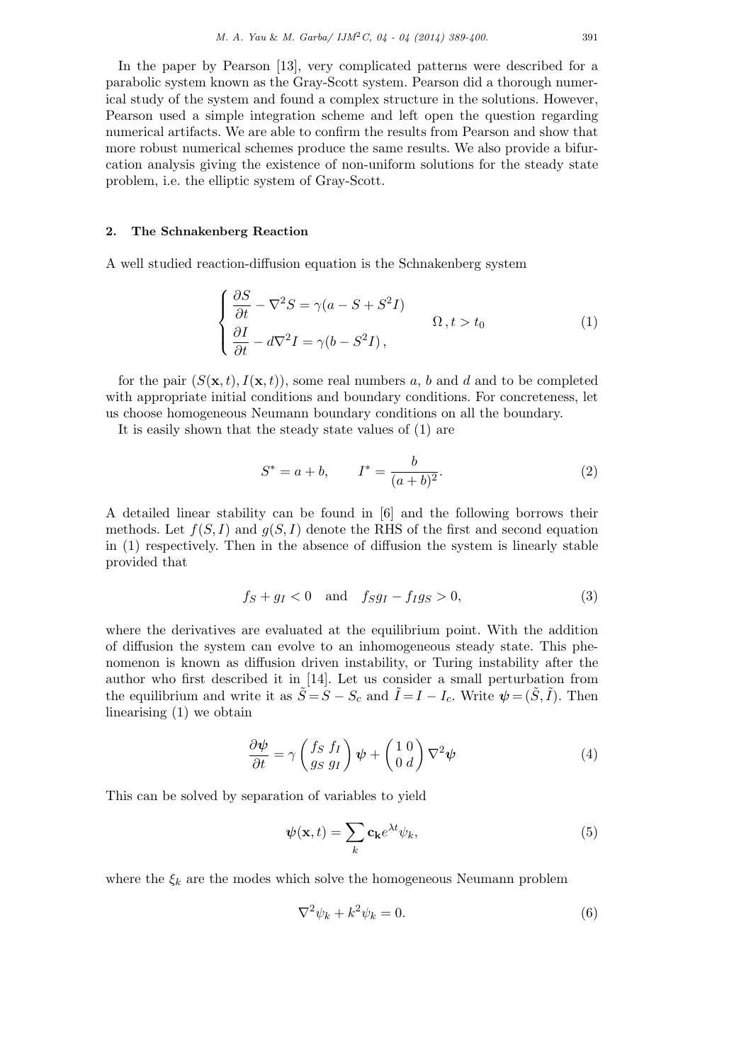In the paper by Pearson [13], very complicated patterns were described for a parabolic system known as the Gray-Scott system. Pearson did a thorough numerical study of the system and found a complex structure in the solutions. However, Pearson used a simple integration scheme and left open the question regarding numerical artifacts. We are able to confirm the results from Pearson and show that more robust numerical schemes produce the same results. We also provide a bifurcation analysis giving the existence of non-uniform solutions for the steady state problem, i.e. the elliptic system of Gray-Scott.

## 2. The Schnakenberg Reaction

A well studied reaction-diffusion equation is the Schnakenberg system

$$
\begin{cases}
\dfrac{\partial S}{\partial t} - \nabla^2 S = \gamma(a - S + S^2 I) \\
\dfrac{\partial I}{\partial t} - d\nabla^2 I = \gamma(b - S^2 I)\,,
\end{cases}
\qquad \Omega\,, t > t_0 \tag{1}
$$

for the pair $(S(\mathbf{x},t), I(\mathbf{x},t))$, some real numbers $a$, $b$ and $d$ and to be completed with appropriate initial conditions and boundary conditions. For concreteness, let us choose homogeneous Neumann boundary conditions on all the boundary.

It is easily shown that the steady state values of (1) are

$$
S^* = a + b, \qquad I^* = \frac{b}{(a+b)^2}. \tag{2}
$$

A detailed linear stability can be found in [6] and the following borrows their methods. Let $f(S,I)$ and $g(S,I)$ denote the RHS of the first and second equation in (1) respectively. Then in the absence of diffusion the system is linearly stable provided that

$$
f_S + g_I < 0 \quad \text{and} \quad f_S g_I - f_I g_S > 0, \tag{3}
$$

where the derivatives are evaluated at the equilibrium point. With the addition of diffusion the system can evolve to an inhomogeneous steady state. This phenomenon is known as diffusion driven instability, or Turing instability after the author who first described it in [14]. Let us consider a small perturbation from the equilibrium and write it as $\tilde{S} = S - S_c$ and $\tilde{I} = I - I_c$. Write $\boldsymbol{\psi} = (\tilde{S}, \tilde{I})$. Then linearising (1) we obtain

$$
\frac{\partial \boldsymbol{\psi}}{\partial t} = \gamma \begin{pmatrix} f_S & f_I \\ g_S & g_I \end{pmatrix} \boldsymbol{\psi} + \begin{pmatrix} 1 & 0 \\ 0 & d \end{pmatrix} \nabla^2 \boldsymbol{\psi} \tag{4}
$$

This can be solved by separation of variables to yield

$$
\boldsymbol{\psi}(\mathbf{x},t) = \sum_k \mathbf{c_k} e^{\lambda t} \psi_k, \tag{5}
$$

where the $\xi_k$ are the modes which solve the homogeneous Neumann problem

$$
\nabla^2 \psi_k + k^2 \psi_k = 0. \tag{6}
$$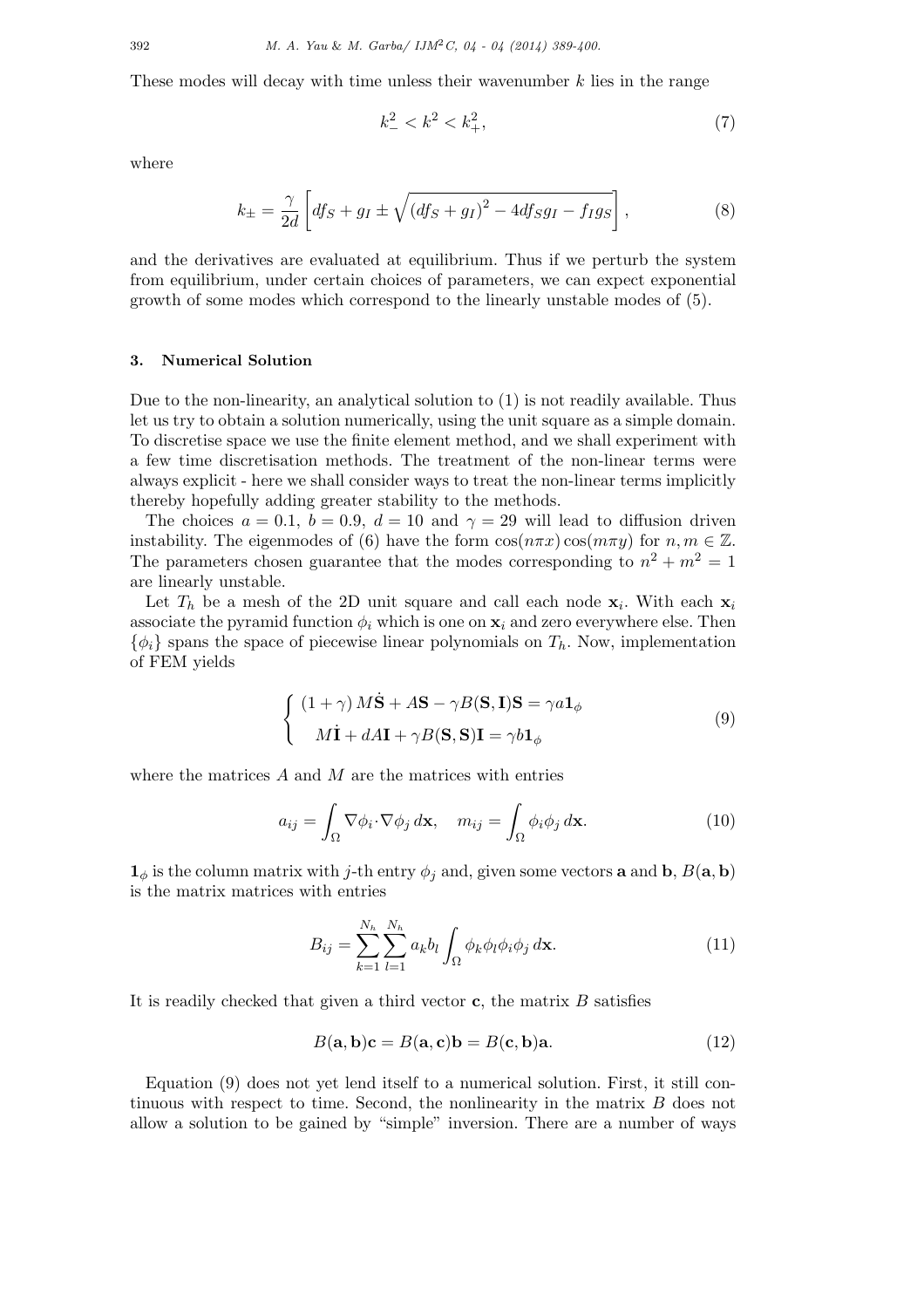These modes will decay with time unless their wavenumber $k$ lies in the range

$$k_-^2 < k^2 < k_+^2, \tag{7}$$

where

$$k_\pm = \frac{\gamma}{2d}\left[df_S + g_I \pm \sqrt{(df_S + g_I)^2 - 4df_S g_I - f_I g_S}\right], \tag{8}$$

and the derivatives are evaluated at equilibrium. Thus if we perturb the system from equilibrium, under certain choices of parameters, we can expect exponential growth of some modes which correspond to the linearly unstable modes of (5).

### 3. Numerical Solution

Due to the non-linearity, an analytical solution to (1) is not readily available. Thus let us try to obtain a solution numerically, using the unit square as a simple domain. To discretise space we use the finite element method, and we shall experiment with a few time discretisation methods. The treatment of the non-linear terms were always explicit - here we shall consider ways to treat the non-linear terms implicitly thereby hopefully adding greater stability to the methods.

The choices $a = 0.1$, $b = 0.9$, $d = 10$ and $\gamma = 29$ will lead to diffusion driven instability. The eigenmodes of (6) have the form $\cos(n\pi x)\cos(m\pi y)$ for $n, m \in \mathbb{Z}$. The parameters chosen guarantee that the modes corresponding to $n^2 + m^2 = 1$ are linearly unstable.

Let $T_h$ be a mesh of the 2D unit square and call each node $\mathbf{x}_i$. With each $\mathbf{x}_i$ associate the pyramid function $\phi_i$ which is one on $\mathbf{x}_i$ and zero everywhere else. Then $\{\phi_i\}$ spans the space of piecewise linear polynomials on $T_h$. Now, implementation of FEM yields

$$\begin{cases} (1+\gamma)\, M\dot{\mathbf{S}} + A\mathbf{S} - \gamma B(\mathbf{S}, \mathbf{I})\mathbf{S} = \gamma a \mathbf{1}_\phi \\ \quad M\dot{\mathbf{I}} + dA\mathbf{I} + \gamma B(\mathbf{S}, \mathbf{S})\mathbf{I} = \gamma b \mathbf{1}_\phi \end{cases} \tag{9}$$

where the matrices $A$ and $M$ are the matrices with entries

$$a_{ij} = \int_\Omega \nabla\phi_i \cdot \nabla\phi_j \, d\mathbf{x}, \quad m_{ij} = \int_\Omega \phi_i\phi_j \, d\mathbf{x}. \tag{10}$$

$\mathbf{1}_\phi$ is the column matrix with $j$-th entry $\phi_j$ and, given some vectors $\mathbf{a}$ and $\mathbf{b}$, $B(\mathbf{a}, \mathbf{b})$ is the matrix matrices with entries

$$B_{ij} = \sum_{k=1}^{N_h}\sum_{l=1}^{N_h} a_k b_l \int_\Omega \phi_k\phi_l\phi_i\phi_j \, d\mathbf{x}. \tag{11}$$

It is readily checked that given a third vector $\mathbf{c}$, the matrix $B$ satisfies

$$B(\mathbf{a}, \mathbf{b})\mathbf{c} = B(\mathbf{a}, \mathbf{c})\mathbf{b} = B(\mathbf{c}, \mathbf{b})\mathbf{a}. \tag{12}$$

Equation (9) does not yet lend itself to a numerical solution. First, it still continuous with respect to time. Second, the nonlinearity in the matrix $B$ does not allow a solution to be gained by "simple" inversion. There are a number of ways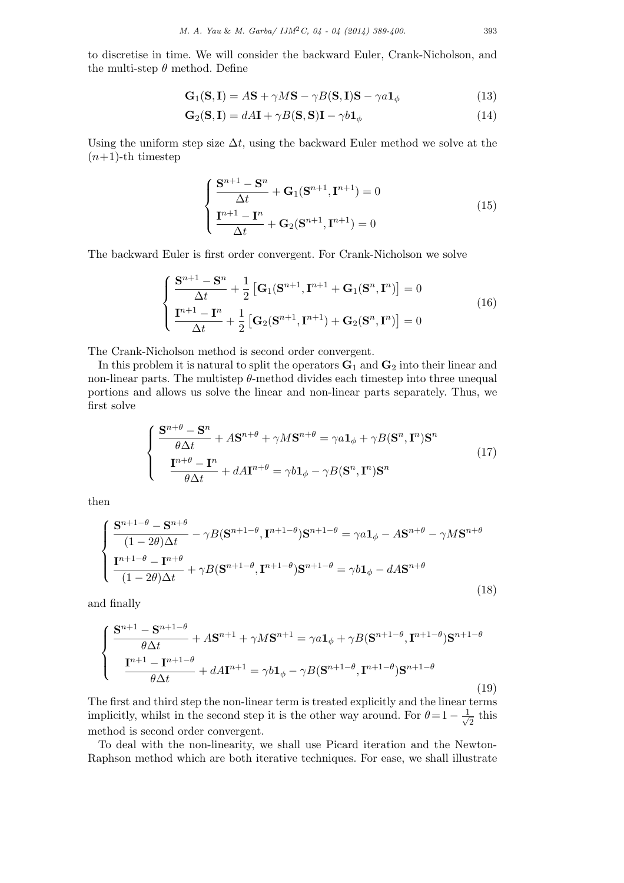to discretise in time. We will consider the backward Euler, Crank-Nicholson, and the multi-step $\theta$ method. Define

$$\mathbf{G}_1(\mathbf{S}, \mathbf{I}) = A\mathbf{S} + \gamma M\mathbf{S} - \gamma B(\mathbf{S}, \mathbf{I})\mathbf{S} - \gamma a \mathbf{1}_\phi \tag{13}$$

$$\mathbf{G}_2(\mathbf{S}, \mathbf{I}) = dA\mathbf{I} + \gamma B(\mathbf{S}, \mathbf{S})\mathbf{I} - \gamma b \mathbf{1}_\phi \tag{14}$$

Using the uniform step size $\Delta t$, using the backward Euler method we solve at the $(n+1)$-th timestep

$$\begin{cases} \dfrac{\mathbf{S}^{n+1} - \mathbf{S}^n}{\Delta t} + \mathbf{G}_1(\mathbf{S}^{n+1}, \mathbf{I}^{n+1}) = 0 \\ \dfrac{\mathbf{I}^{n+1} - \mathbf{I}^n}{\Delta t} + \mathbf{G}_2(\mathbf{S}^{n+1}, \mathbf{I}^{n+1}) = 0 \end{cases} \tag{15}$$

The backward Euler is first order convergent. For Crank-Nicholson we solve

$$\begin{cases} \dfrac{\mathbf{S}^{n+1} - \mathbf{S}^n}{\Delta t} + \dfrac{1}{2}\left[\mathbf{G}_1(\mathbf{S}^{n+1}, \mathbf{I}^{n+1} + \mathbf{G}_1(\mathbf{S}^n, \mathbf{I}^n)\right] = 0 \\ \dfrac{\mathbf{I}^{n+1} - \mathbf{I}^n}{\Delta t} + \dfrac{1}{2}\left[\mathbf{G}_2(\mathbf{S}^{n+1}, \mathbf{I}^{n+1}) + \mathbf{G}_2(\mathbf{S}^n, \mathbf{I}^n)\right] = 0 \end{cases} \tag{16}$$

The Crank-Nicholson method is second order convergent.

In this problem it is natural to split the operators $\mathbf{G}_1$ and $\mathbf{G}_2$ into their linear and non-linear parts. The multistep $\theta$-method divides each timestep into three unequal portions and allows us solve the linear and non-linear parts separately. Thus, we first solve

$$\begin{cases} \dfrac{\mathbf{S}^{n+\theta} - \mathbf{S}^n}{\theta \Delta t} + A\mathbf{S}^{n+\theta} + \gamma M \mathbf{S}^{n+\theta} = \gamma a \mathbf{1}_\phi + \gamma B(\mathbf{S}^n, \mathbf{I}^n)\mathbf{S}^n \\ \dfrac{\mathbf{I}^{n+\theta} - \mathbf{I}^n}{\theta \Delta t} + dA\mathbf{I}^{n+\theta} = \gamma b \mathbf{1}_\phi - \gamma B(\mathbf{S}^n, \mathbf{I}^n)\mathbf{S}^n \end{cases} \tag{17}$$

then

$$\begin{cases} \dfrac{\mathbf{S}^{n+1-\theta} - \mathbf{S}^{n+\theta}}{(1-2\theta)\Delta t} - \gamma B(\mathbf{S}^{n+1-\theta}, \mathbf{I}^{n+1-\theta})\mathbf{S}^{n+1-\theta} = \gamma a \mathbf{1}_\phi - A\mathbf{S}^{n+\theta} - \gamma M \mathbf{S}^{n+\theta} \\ \dfrac{\mathbf{I}^{n+1-\theta} - \mathbf{I}^{n+\theta}}{(1-2\theta)\Delta t} + \gamma B(\mathbf{S}^{n+1-\theta}, \mathbf{I}^{n+1-\theta})\mathbf{S}^{n+1-\theta} = \gamma b \mathbf{1}_\phi - dA\mathbf{S}^{n+\theta} \end{cases} \tag{18}$$

and finally

$$\begin{cases} \dfrac{\mathbf{S}^{n+1} - \mathbf{S}^{n+1-\theta}}{\theta \Delta t} + A\mathbf{S}^{n+1} + \gamma M \mathbf{S}^{n+1} = \gamma a \mathbf{1}_\phi + \gamma B(\mathbf{S}^{n+1-\theta}, \mathbf{I}^{n+1-\theta})\mathbf{S}^{n+1-\theta} \\ \dfrac{\mathbf{I}^{n+1} - \mathbf{I}^{n+1-\theta}}{\theta \Delta t} + dA\mathbf{I}^{n+1} = \gamma b \mathbf{1}_\phi - \gamma B(\mathbf{S}^{n+1-\theta}, \mathbf{I}^{n+1-\theta})\mathbf{S}^{n+1-\theta} \end{cases} \tag{19}$$

The first and third step the non-linear term is treated explicitly and the linear terms implicitly, whilst in the second step it is the other way around. For $\theta = 1 - \frac{1}{\sqrt{2}}$ this method is second order convergent.

To deal with the non-linearity, we shall use Picard iteration and the Newton-Raphson method which are both iterative techniques. For ease, we shall illustrate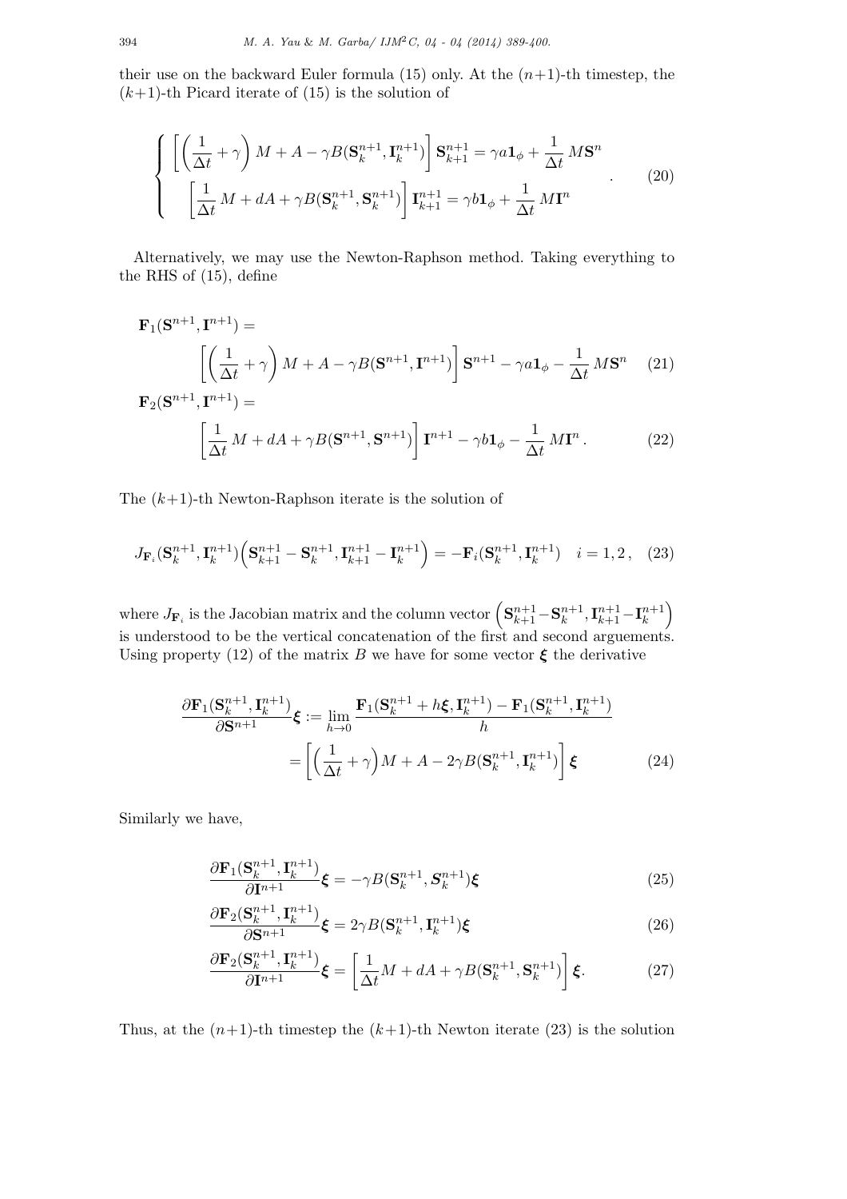their use on the backward Euler formula (15) only. At the $(n+1)$-th timestep, the $(k+1)$-th Picard iterate of (15) is the solution of

$$
\left\{
\begin{array}{l}
\left[\left(\dfrac{1}{\Delta t}+\gamma\right)M + A - \gamma B(\mathbf{S}_k^{n+1},\mathbf{I}_k^{n+1})\right]\mathbf{S}_{k+1}^{n+1} = \gamma a \mathbf{1}_\phi + \dfrac{1}{\Delta t}\,M\mathbf{S}^n \\[2ex]
\left[\dfrac{1}{\Delta t}\,M + dA + \gamma B(\mathbf{S}_k^{n+1},\mathbf{S}_k^{n+1})\right]\mathbf{I}_{k+1}^{n+1} = \gamma b \mathbf{1}_\phi + \dfrac{1}{\Delta t}\,M\mathbf{I}^n
\end{array}
\right. . \tag{20}
$$

Alternatively, we may use the Newton-Raphson method. Taking everything to the RHS of (15), define

$$
\mathbf{F}_1(\mathbf{S}^{n+1},\mathbf{I}^{n+1}) = \left[\left(\frac{1}{\Delta t}+\gamma\right)M + A - \gamma B(\mathbf{S}^{n+1},\mathbf{I}^{n+1})\right]\mathbf{S}^{n+1} - \gamma a \mathbf{1}_\phi - \frac{1}{\Delta t}\,M\mathbf{S}^n \tag{21}
$$

$$
\mathbf{F}_2(\mathbf{S}^{n+1},\mathbf{I}^{n+1}) = \left[\frac{1}{\Delta t}\,M + dA + \gamma B(\mathbf{S}^{n+1},\mathbf{S}^{n+1})\right]\mathbf{I}^{n+1} - \gamma b \mathbf{1}_\phi - \frac{1}{\Delta t}\,M\mathbf{I}^n\,. \tag{22}
$$

The $(k+1)$-th Newton-Raphson iterate is the solution of

$$
J_{\mathbf{F}_i}(\mathbf{S}_k^{n+1},\mathbf{I}_k^{n+1})\Big(\mathbf{S}_{k+1}^{n+1}-\mathbf{S}_k^{n+1},\mathbf{I}_{k+1}^{n+1}-\mathbf{I}_k^{n+1}\Big) = -\mathbf{F}_i(\mathbf{S}_k^{n+1},\mathbf{I}_k^{n+1}) \quad i=1,2\,, \tag{23}
$$

where $J_{\mathbf{F}_i}$ is the Jacobian matrix and the column vector $\Big(\mathbf{S}_{k+1}^{n+1}-\mathbf{S}_k^{n+1},\mathbf{I}_{k+1}^{n+1}-\mathbf{I}_k^{n+1}\Big)$ is understood to be the vertical concatenation of the first and second arguements. Using property (12) of the matrix $B$ we have for some vector $\boldsymbol{\xi}$ the derivative

$$
\begin{aligned}
\frac{\partial \mathbf{F}_1(\mathbf{S}_k^{n+1},\mathbf{I}_k^{n+1})}{\partial \mathbf{S}^{n+1}}\boldsymbol{\xi} &:= \lim_{h\to 0}\frac{\mathbf{F}_1(\mathbf{S}_k^{n+1}+h\boldsymbol{\xi},\mathbf{I}_k^{n+1})-\mathbf{F}_1(\mathbf{S}_k^{n+1},\mathbf{I}_k^{n+1})}{h} \\
&= \left[\Big(\frac{1}{\Delta t}+\gamma\Big)M + A - 2\gamma B(\mathbf{S}_k^{n+1},\mathbf{I}_k^{n+1})\right]\boldsymbol{\xi}
\end{aligned} \tag{24}
$$

Similarly we have,

$$
\frac{\partial \mathbf{F}_1(\mathbf{S}_k^{n+1},\mathbf{I}_k^{n+1})}{\partial \mathbf{I}^{n+1}}\boldsymbol{\xi} = -\gamma B(\mathbf{S}_k^{n+1},\boldsymbol{S}_k^{n+1})\boldsymbol{\xi} \tag{25}
$$

$$
\frac{\partial \mathbf{F}_2(\mathbf{S}_k^{n+1},\mathbf{I}_k^{n+1})}{\partial \mathbf{S}^{n+1}}\boldsymbol{\xi} = 2\gamma B(\mathbf{S}_k^{n+1},\mathbf{I}_k^{n+1})\boldsymbol{\xi} \tag{26}
$$

$$
\frac{\partial \mathbf{F}_2(\mathbf{S}_k^{n+1},\mathbf{I}_k^{n+1})}{\partial \mathbf{I}^{n+1}}\boldsymbol{\xi} = \left[\frac{1}{\Delta t}M + dA + \gamma B(\mathbf{S}_k^{n+1},\mathbf{S}_k^{n+1})\right]\boldsymbol{\xi}. \tag{27}
$$

Thus, at the $(n+1)$-th timestep the $(k+1)$-th Newton iterate (23) is the solution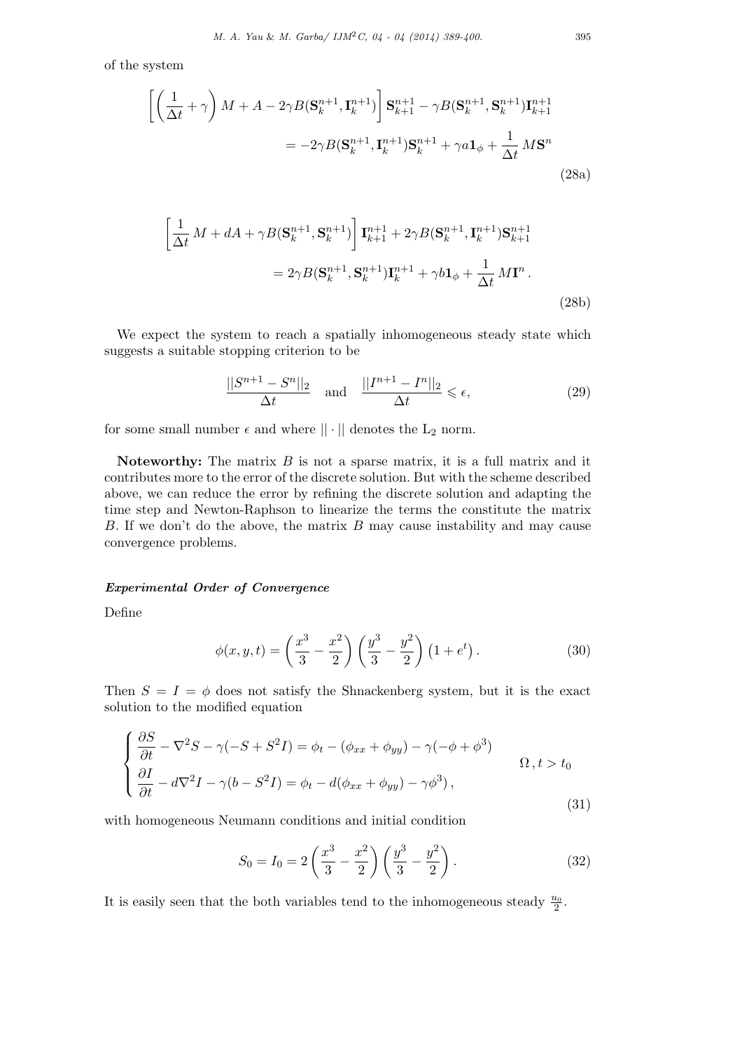of the system

$$
\left[ \left( \frac{1}{\Delta t} + \gamma \right) M + A - 2\gamma B(\mathbf{S}_k^{n+1}, \mathbf{I}_k^{n+1}) \right] \mathbf{S}_{k+1}^{n+1} - \gamma B(\mathbf{S}_k^{n+1}, \mathbf{S}_k^{n+1}) \mathbf{I}_{k+1}^{n+1}
$$

$$
= -2\gamma B(\mathbf{S}_k^{n+1}, \mathbf{I}_k^{n+1}) \mathbf{S}_k^{n+1} + \gamma a \mathbf{1}_\phi + \frac{1}{\Delta t} M \mathbf{S}^n \tag{28a}
$$

$$
\left[ \frac{1}{\Delta t} M + dA + \gamma B(\mathbf{S}_k^{n+1}, \mathbf{S}_k^{n+1}) \right] \mathbf{I}_{k+1}^{n+1} + 2\gamma B(\mathbf{S}_k^{n+1}, \mathbf{I}_k^{n+1}) \mathbf{S}_{k+1}^{n+1}
$$

$$
= 2\gamma B(\mathbf{S}_k^{n+1}, \mathbf{S}_k^{n+1}) \mathbf{I}_k^{n+1} + \gamma b \mathbf{1}_\phi + \frac{1}{\Delta t} M \mathbf{I}^n . \tag{28b}
$$

We expect the system to reach a spatially inhomogeneous steady state which suggests a suitable stopping criterion to be

$$
\frac{||S^{n+1} - S^n||_2}{\Delta t} \quad \text{and} \quad \frac{||I^{n+1} - I^n||_2}{\Delta t} \leqslant \epsilon, \tag{29}
$$

for some small number $\epsilon$ and where $|| \cdot ||$ denotes the $L_2$ norm.

**Noteworthy:** The matrix $B$ is not a sparse matrix, it is a full matrix and it contributes more to the error of the discrete solution. But with the scheme described above, we can reduce the error by refining the discrete solution and adapting the time step and Newton-Raphson to linearize the terms the constitute the matrix $B$. If we don't do the above, the matrix $B$ may cause instability and may cause convergence problems.

***Experimental Order of Convergence***

Define

$$
\phi(x, y, t) = \left( \frac{x^3}{3} - \frac{x^2}{2} \right) \left( \frac{y^3}{3} - \frac{y^2}{2} \right) \left( 1 + e^t \right). \tag{30}
$$

Then $S = I = \phi$ does not satisfy the Shnackenberg system, but it is the exact solution to the modified equation

$$
\begin{cases}
\dfrac{\partial S}{\partial t} - \nabla^2 S - \gamma(-S + S^2 I) = \phi_t - (\phi_{xx} + \phi_{yy}) - \gamma(-\phi + \phi^3) \\
\dfrac{\partial I}{\partial t} - d\nabla^2 I - \gamma(b - S^2 I) = \phi_t - d(\phi_{xx} + \phi_{yy}) - \gamma \phi^3 ,
\end{cases} \quad \Omega, t > t_0 \tag{31}
$$

with homogeneous Neumann conditions and initial condition

$$
S_0 = I_0 = 2 \left( \frac{x^3}{3} - \frac{x^2}{2} \right) \left( \frac{y^3}{3} - \frac{y^2}{2} \right). \tag{32}
$$

It is easily seen that the both variables tend to the inhomogeneous steady $\frac{u_0}{2}$.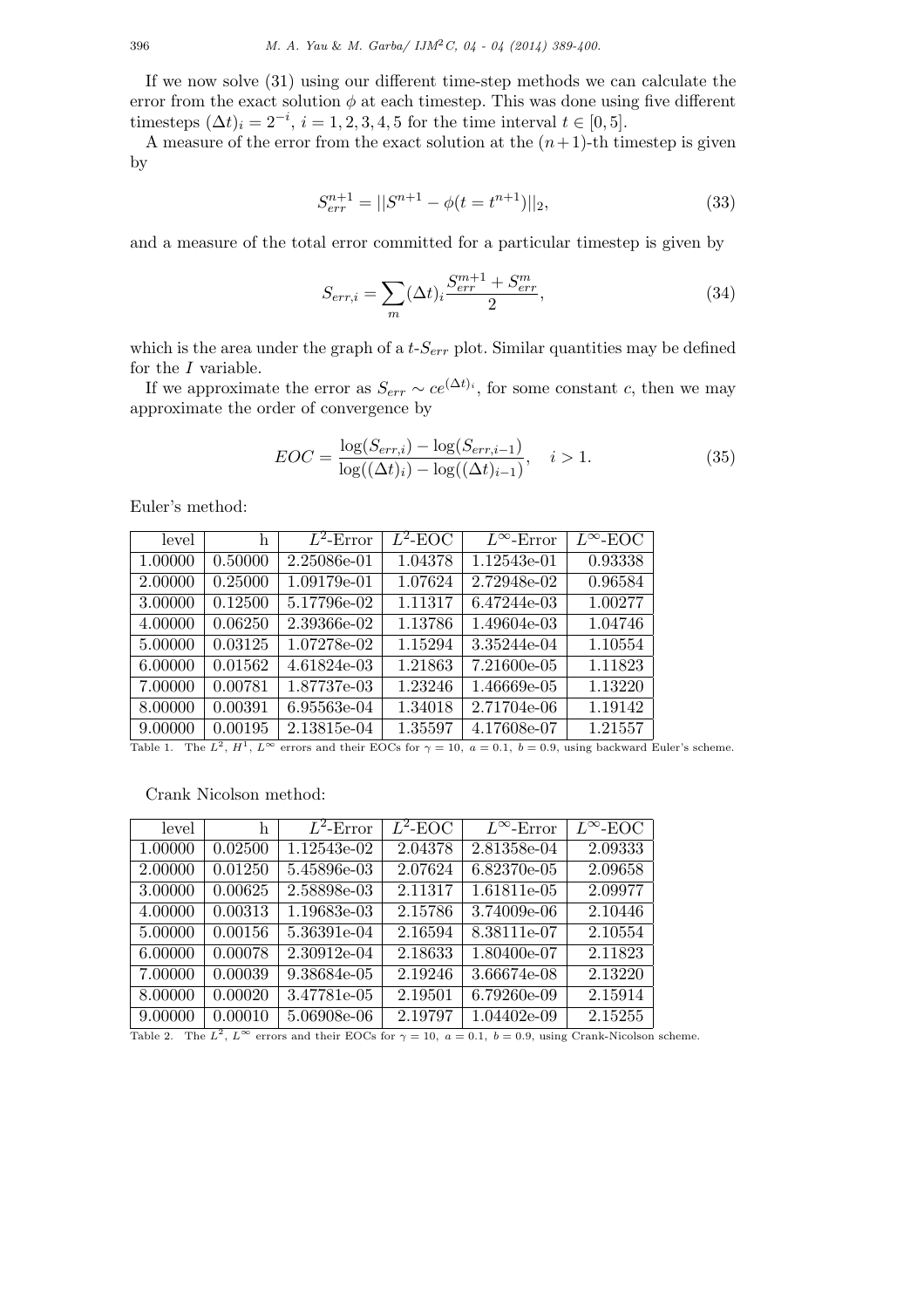If we now solve (31) using our different time-step methods we can calculate the error from the exact solution $\phi$ at each timestep. This was done using five different timesteps $(\Delta t)_i = 2^{-i}$, $i = 1, 2, 3, 4, 5$ for the time interval $t \in [0, 5]$.

A measure of the error from the exact solution at the $(n+1)$-th timestep is given by

$$S_{err}^{n+1} = ||S^{n+1} - \phi(t = t^{n+1})||_2, \tag{33}$$

and a measure of the total error committed for a particular timestep is given by

$$S_{err,i} = \sum_m (\Delta t)_i \frac{S_{err}^{m+1} + S_{err}^m}{2}, \tag{34}$$

which is the area under the graph of a $t$-$S_{err}$ plot. Similar quantities may be defined for the $I$ variable.

If we approximate the error as $S_{err} \sim ce^{(\Delta t)_i}$, for some constant $c$, then we may approximate the order of convergence by

$$EOC = \frac{\log(S_{err,i}) - \log(S_{err,i-1})}{\log((\Delta t)_i) - \log((\Delta t)_{i-1})}, \quad i > 1. \tag{35}$$

Euler's method:

| level | h | $L^2$-Error | $L^2$-EOC | $L^\infty$-Error | $L^\infty$-EOC |
|---|---|---|---|---|---|
| 1.00000 | 0.50000 | 2.25086e-01 | 1.04378 | 1.12543e-01 | 0.93338 |
| 2.00000 | 0.25000 | 1.09179e-01 | 1.07624 | 2.72948e-02 | 0.96584 |
| 3.00000 | 0.12500 | 5.17796e-02 | 1.11317 | 6.47244e-03 | 1.00277 |
| 4.00000 | 0.06250 | 2.39366e-02 | 1.13786 | 1.49604e-03 | 1.04746 |
| 5.00000 | 0.03125 | 1.07278e-02 | 1.15294 | 3.35244e-04 | 1.10554 |
| 6.00000 | 0.01562 | 4.61824e-03 | 1.21863 | 7.21600e-05 | 1.11823 |
| 7.00000 | 0.00781 | 1.87737e-03 | 1.23246 | 1.46669e-05 | 1.13220 |
| 8.00000 | 0.00391 | 6.95563e-04 | 1.34018 | 2.71704e-06 | 1.19142 |
| 9.00000 | 0.00195 | 2.13815e-04 | 1.35597 | 4.17608e-07 | 1.21557 |

Table 1. The $L^2$, $H^1$, $L^\infty$ errors and their EOCs for $\gamma = 10$, $a = 0.1$, $b = 0.9$, using backward Euler's scheme.

Crank Nicolson method:

| level | h | $L^2$-Error | $L^2$-EOC | $L^\infty$-Error | $L^\infty$-EOC |
|---|---|---|---|---|---|
| 1.00000 | 0.02500 | 1.12543e-02 | 2.04378 | 2.81358e-04 | 2.09333 |
| 2.00000 | 0.01250 | 5.45896e-03 | 2.07624 | 6.82370e-05 | 2.09658 |
| 3.00000 | 0.00625 | 2.58898e-03 | 2.11317 | 1.61811e-05 | 2.09977 |
| 4.00000 | 0.00313 | 1.19683e-03 | 2.15786 | 3.74009e-06 | 2.10446 |
| 5.00000 | 0.00156 | 5.36391e-04 | 2.16594 | 8.38111e-07 | 2.10554 |
| 6.00000 | 0.00078 | 2.30912e-04 | 2.18633 | 1.80400e-07 | 2.11823 |
| 7.00000 | 0.00039 | 9.38684e-05 | 2.19246 | 3.66674e-08 | 2.13220 |
| 8.00000 | 0.00020 | 3.47781e-05 | 2.19501 | 6.79260e-09 | 2.15914 |
| 9.00000 | 0.00010 | 5.06908e-06 | 2.19797 | 1.04402e-09 | 2.15255 |

Table 2. The $L^2$, $L^\infty$ errors and their EOCs for $\gamma = 10$, $a = 0.1$, $b = 0.9$, using Crank-Nicolson scheme.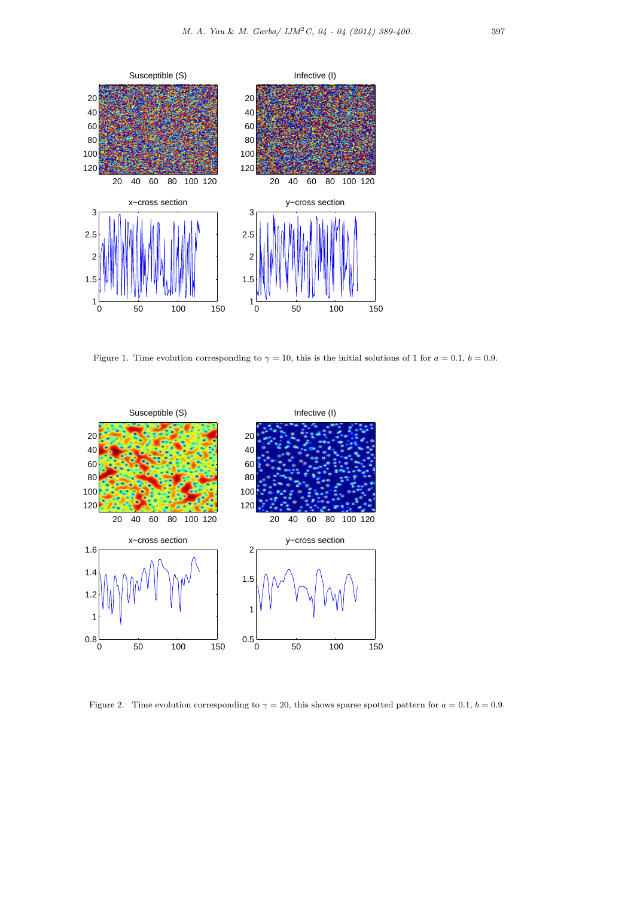Figure 1. Time evolution corresponding to $\gamma = 10$, this is the initial solutions of 1 for $a = 0.1$, $b = 0.9$.

Figure 2. Time evolution corresponding to $\gamma = 20$, this shows sparse spotted pattern for $a = 0.1$, $b = 0.9$.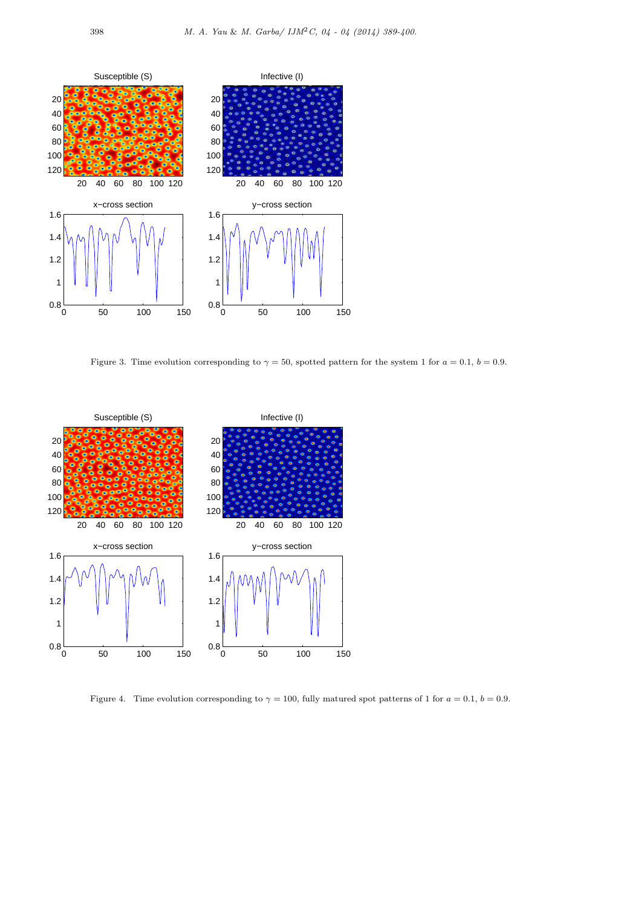Figure 3. Time evolution corresponding to $\gamma = 50$, spotted pattern for the system 1 for $a = 0.1$, $b = 0.9$.

Figure 4. Time evolution corresponding to $\gamma = 100$, fully matured spot patterns of 1 for $a = 0.1$, $b = 0.9$.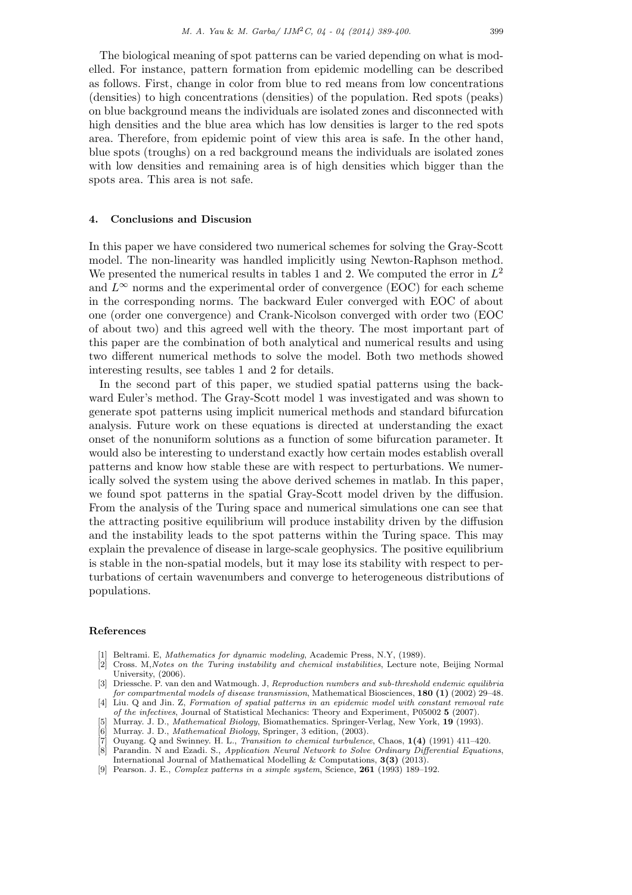The biological meaning of spot patterns can be varied depending on what is modelled. For instance, pattern formation from epidemic modelling can be described as follows. First, change in color from blue to red means from low concentrations (densities) to high concentrations (densities) of the population. Red spots (peaks) on blue background means the individuals are isolated zones and disconnected with high densities and the blue area which has low densities is larger to the red spots area. Therefore, from epidemic point of view this area is safe. In the other hand, blue spots (troughs) on a red background means the individuals are isolated zones with low densities and remaining area is of high densities which bigger than the spots area. This area is not safe.

## 4. Conclusions and Discusion

In this paper we have considered two numerical schemes for solving the Gray-Scott model. The non-linearity was handled implicitly using Newton-Raphson method. We presented the numerical results in tables 1 and 2. We computed the error in $L^2$ and $L^\infty$ norms and the experimental order of convergence (EOC) for each scheme in the corresponding norms. The backward Euler converged with EOC of about one (order one convergence) and Crank-Nicolson converged with order two (EOC of about two) and this agreed well with the theory. The most important part of this paper are the combination of both analytical and numerical results and using two different numerical methods to solve the model. Both two methods showed interesting results, see tables 1 and 2 for details.

In the second part of this paper, we studied spatial patterns using the backward Euler's method. The Gray-Scott model 1 was investigated and was shown to generate spot patterns using implicit numerical methods and standard bifurcation analysis. Future work on these equations is directed at understanding the exact onset of the nonuniform solutions as a function of some bifurcation parameter. It would also be interesting to understand exactly how certain modes establish overall patterns and know how stable these are with respect to perturbations. We numerically solved the system using the above derived schemes in matlab. In this paper, we found spot patterns in the spatial Gray-Scott model driven by the diffusion. From the analysis of the Turing space and numerical simulations one can see that the attracting positive equilibrium will produce instability driven by the diffusion and the instability leads to the spot patterns within the Turing space. This may explain the prevalence of disease in large-scale geophysics. The positive equilibrium is stable in the non-spatial models, but it may lose its stability with respect to perturbations of certain wavenumbers and converge to heterogeneous distributions of populations.

## References

[1] Beltrami. E, *Mathematics for dynamic modeling*, Academic Press, N.Y, (1989).

[2] Cross. M,*Notes on the Turing instability and chemical instabilities*, Lecture note, Beijing Normal University, (2006).

[3] Driessche. P. van den and Watmough. J, *Reproduction numbers and sub-threshold endemic equilibria for compartmental models of disease transmission*, Mathematical Biosciences, **180 (1)** (2002) 29–48.

[4] Liu. Q and Jin. Z, *Formation of spatial patterns in an epidemic model with constant removal rate of the infectives*, Journal of Statistical Mechanics: Theory and Experiment, P05002 **5** (2007).

[5] Murray. J. D., *Mathematical Biology*, Biomathematics. Springer-Verlag, New York, **19** (1993).

[6] Murray. J. D., *Mathematical Biology*, Springer, 3 edition, (2003).

[7] Ouyang. Q and Swinney. H. L., *Transition to chemical turbulence*, Chaos, **1(4)** (1991) 411–420.

[8] Parandin. N and Ezadi. S., *Application Neural Network to Solve Ordinary Differential Equations*, International Journal of Mathematical Modelling & Computations, **3(3)** (2013).

[9] Pearson. J. E., *Complex patterns in a simple system*, Science, **261** (1993) 189–192.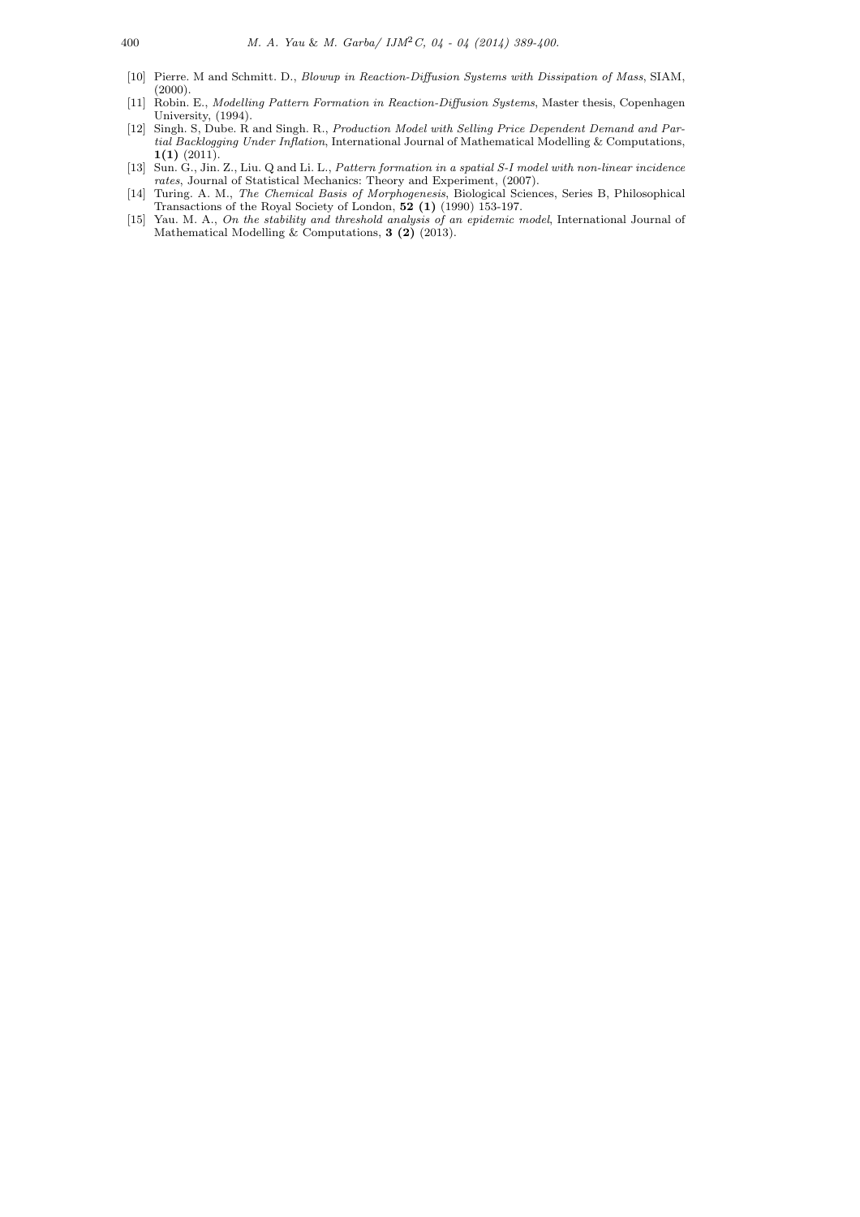[10] Pierre. M and Schmitt. D., *Blowup in Reaction-Diffusion Systems with Dissipation of Mass*, SIAM, (2000).

[11] Robin. E., *Modelling Pattern Formation in Reaction-Diffusion Systems*, Master thesis, Copenhagen University, (1994).

[12] Singh. S, Dube. R and Singh. R., *Production Model with Selling Price Dependent Demand and Partial Backlogging Under Inflation*, International Journal of Mathematical Modelling & Computations, **1(1)** (2011).

[13] Sun. G., Jin. Z., Liu. Q and Li. L., *Pattern formation in a spatial S-I model with non-linear incidence rates*, Journal of Statistical Mechanics: Theory and Experiment, (2007).

[14] Turing. A. M., *The Chemical Basis of Morphogenesis*, Biological Sciences, Series B, Philosophical Transactions of the Royal Society of London, **52 (1)** (1990) 153-197.

[15] Yau. M. A., *On the stability and threshold analysis of an epidemic model*, International Journal of Mathematical Modelling & Computations, **3 (2)** (2013).